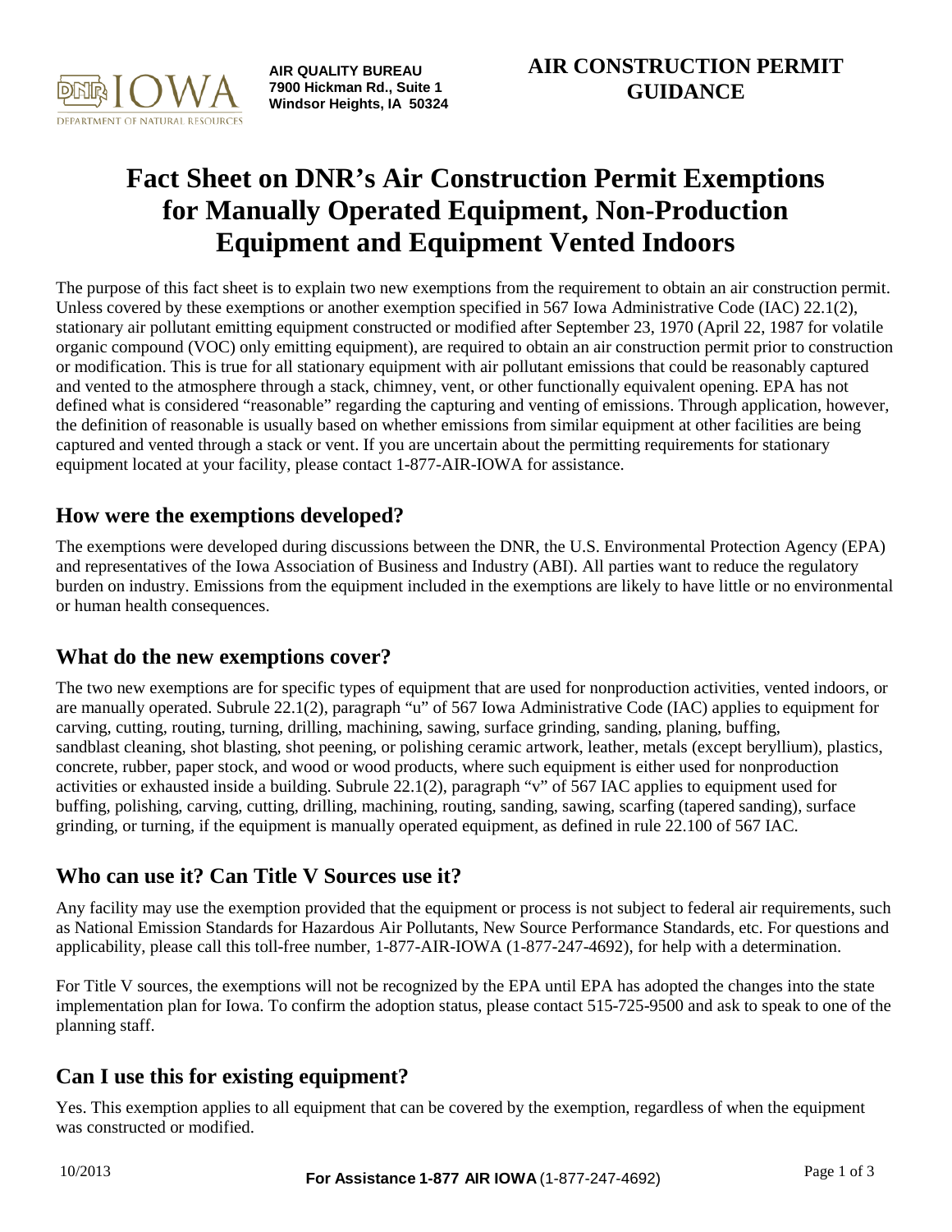AIR QUALITY BUREAU
7900 Hickman Rd., Suite 1
Windsor Heights, IA 50324

**AIR CONSTRUCTION PERMIT GUIDANCE**

# Fact Sheet on DNR's Air Construction Permit Exemptions for Manually Operated Equipment, Non-Production Equipment and Equipment Vented Indoors

The purpose of this fact sheet is to explain two new exemptions from the requirement to obtain an air construction permit. Unless covered by these exemptions or another exemption specified in 567 Iowa Administrative Code (IAC) 22.1(2), stationary air pollutant emitting equipment constructed or modified after September 23, 1970 (April 22, 1987 for volatile organic compound (VOC) only emitting equipment), are required to obtain an air construction permit prior to construction or modification. This is true for all stationary equipment with air pollutant emissions that could be reasonably captured and vented to the atmosphere through a stack, chimney, vent, or other functionally equivalent opening. EPA has not defined what is considered "reasonable" regarding the capturing and venting of emissions. Through application, however, the definition of reasonable is usually based on whether emissions from similar equipment at other facilities are being captured and vented through a stack or vent. If you are uncertain about the permitting requirements for stationary equipment located at your facility, please contact 1-877-AIR-IOWA for assistance.

## How were the exemptions developed?

The exemptions were developed during discussions between the DNR, the U.S. Environmental Protection Agency (EPA) and representatives of the Iowa Association of Business and Industry (ABI). All parties want to reduce the regulatory burden on industry. Emissions from the equipment included in the exemptions are likely to have little or no environmental or human health consequences.

## What do the new exemptions cover?

The two new exemptions are for specific types of equipment that are used for nonproduction activities, vented indoors, or are manually operated. Subrule 22.1(2), paragraph "u" of 567 Iowa Administrative Code (IAC) applies to equipment for carving, cutting, routing, turning, drilling, machining, sawing, surface grinding, sanding, planing, buffing, sandblast cleaning, shot blasting, shot peening, or polishing ceramic artwork, leather, metals (except beryllium), plastics, concrete, rubber, paper stock, and wood or wood products, where such equipment is either used for nonproduction activities or exhausted inside a building. Subrule 22.1(2), paragraph "v" of 567 IAC applies to equipment used for buffing, polishing, carving, cutting, drilling, machining, routing, sanding, sawing, scarfing (tapered sanding), surface grinding, or turning, if the equipment is manually operated equipment, as defined in rule 22.100 of 567 IAC.

## Who can use it? Can Title V Sources use it?

Any facility may use the exemption provided that the equipment or process is not subject to federal air requirements, such as National Emission Standards for Hazardous Air Pollutants, New Source Performance Standards, etc. For questions and applicability, please call this toll-free number, 1-877-AIR-IOWA (1-877-247-4692), for help with a determination.

For Title V sources, the exemptions will not be recognized by the EPA until EPA has adopted the changes into the state implementation plan for Iowa. To confirm the adoption status, please contact 515-725-9500 and ask to speak to one of the planning staff.

## Can I use this for existing equipment?

Yes. This exemption applies to all equipment that can be covered by the exemption, regardless of when the equipment was constructed or modified.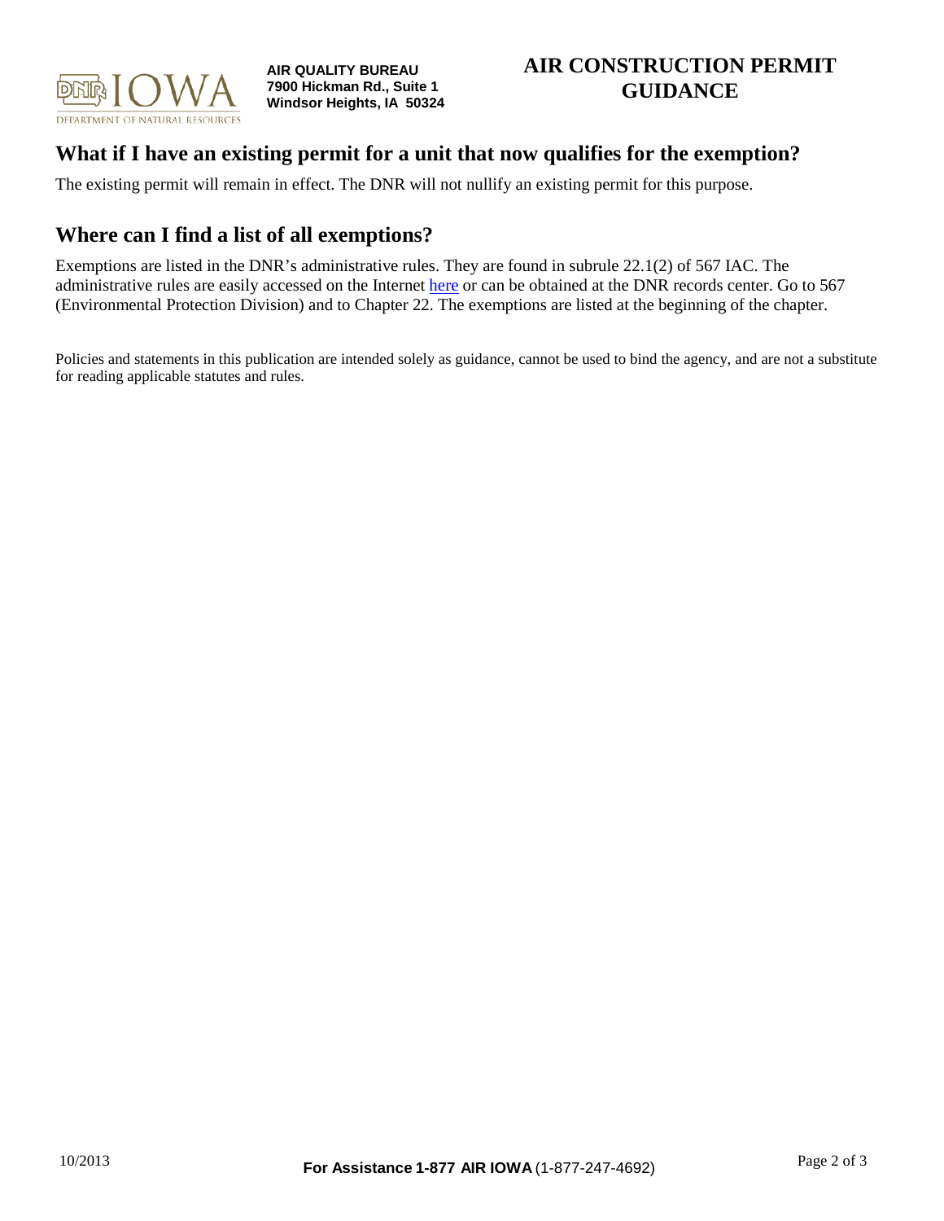## What if I have an existing permit for a unit that now qualifies for the exemption?

The existing permit will remain in effect. The DNR will not nullify an existing permit for this purpose.

## Where can I find a list of all exemptions?

Exemptions are listed in the DNR's administrative rules. They are found in subrule 22.1(2) of 567 IAC. The administrative rules are easily accessed on the Internet here or can be obtained at the DNR records center. Go to 567 (Environmental Protection Division) and to Chapter 22. The exemptions are listed at the beginning of the chapter.

Policies and statements in this publication are intended solely as guidance, cannot be used to bind the agency, and are not a substitute for reading applicable statutes and rules.